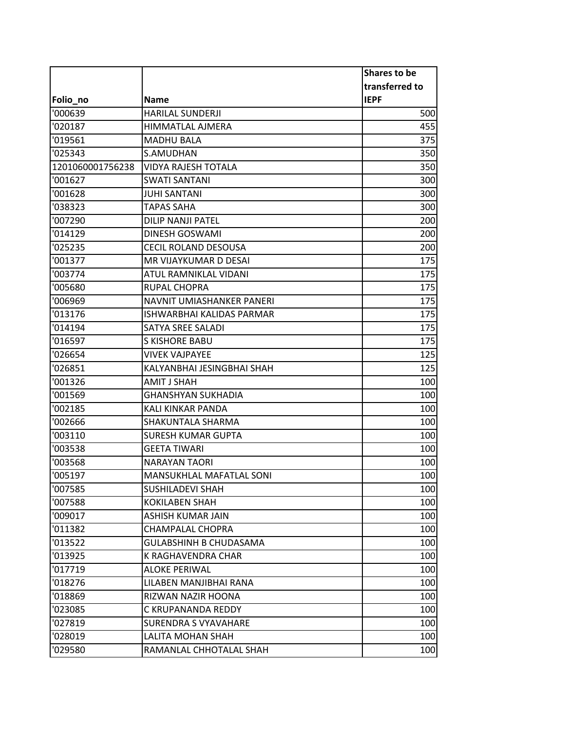| Folio_no | Name | Shares to be transferred to IEPF |
|---|---|---|
| '000639 | HARILAL SUNDERJI | 500 |
| '020187 | HIMMATLAL AJMERA | 455 |
| '019561 | MADHU BALA | 375 |
| '025343 | S.AMUDHAN | 350 |
| 1201060001756238 | VIDYA RAJESH TOTALA | 350 |
| '001627 | SWATI SANTANI | 300 |
| '001628 | JUHI SANTANI | 300 |
| '038323 | TAPAS SAHA | 300 |
| '007290 | DILIP NANJI PATEL | 200 |
| '014129 | DINESH GOSWAMI | 200 |
| '025235 | CECIL ROLAND DESOUSA | 200 |
| '001377 | MR VIJAYKUMAR D DESAI | 175 |
| '003774 | ATUL RAMNIKLAL VIDANI | 175 |
| '005680 | RUPAL CHOPRA | 175 |
| '006969 | NAVNIT UMIASHANKER PANERI | 175 |
| '013176 | ISHWARBHAI KALIDAS PARMAR | 175 |
| '014194 | SATYA SREE SALADI | 175 |
| '016597 | S KISHORE BABU | 175 |
| '026654 | VIVEK VAJPAYEE | 125 |
| '026851 | KALYANBHAI JESINGBHAI SHAH | 125 |
| '001326 | AMIT J SHAH | 100 |
| '001569 | GHANSHYAN SUKHADIA | 100 |
| '002185 | KALI KINKAR PANDA | 100 |
| '002666 | SHAKUNTALA SHARMA | 100 |
| '003110 | SURESH KUMAR GUPTA | 100 |
| '003538 | GEETA TIWARI | 100 |
| '003568 | NARAYAN TAORI | 100 |
| '005197 | MANSUKHLAL MAFATLAL SONI | 100 |
| '007585 | SUSHILADEVI SHAH | 100 |
| '007588 | KOKILABEN SHAH | 100 |
| '009017 | ASHISH KUMAR JAIN | 100 |
| '011382 | CHAMPALAL CHOPRA | 100 |
| '013522 | GULABSHINH B CHUDASAMA | 100 |
| '013925 | K RAGHAVENDRA CHAR | 100 |
| '017719 | ALOKE PERIWAL | 100 |
| '018276 | LILABEN MANJIBHAI RANA | 100 |
| '018869 | RIZWAN NAZIR HOONA | 100 |
| '023085 | C KRUPANANDA REDDY | 100 |
| '027819 | SURENDRA S VYAVAHARE | 100 |
| '028019 | LALITA MOHAN SHAH | 100 |
| '029580 | RAMANLAL CHHOTALAL SHAH | 100 |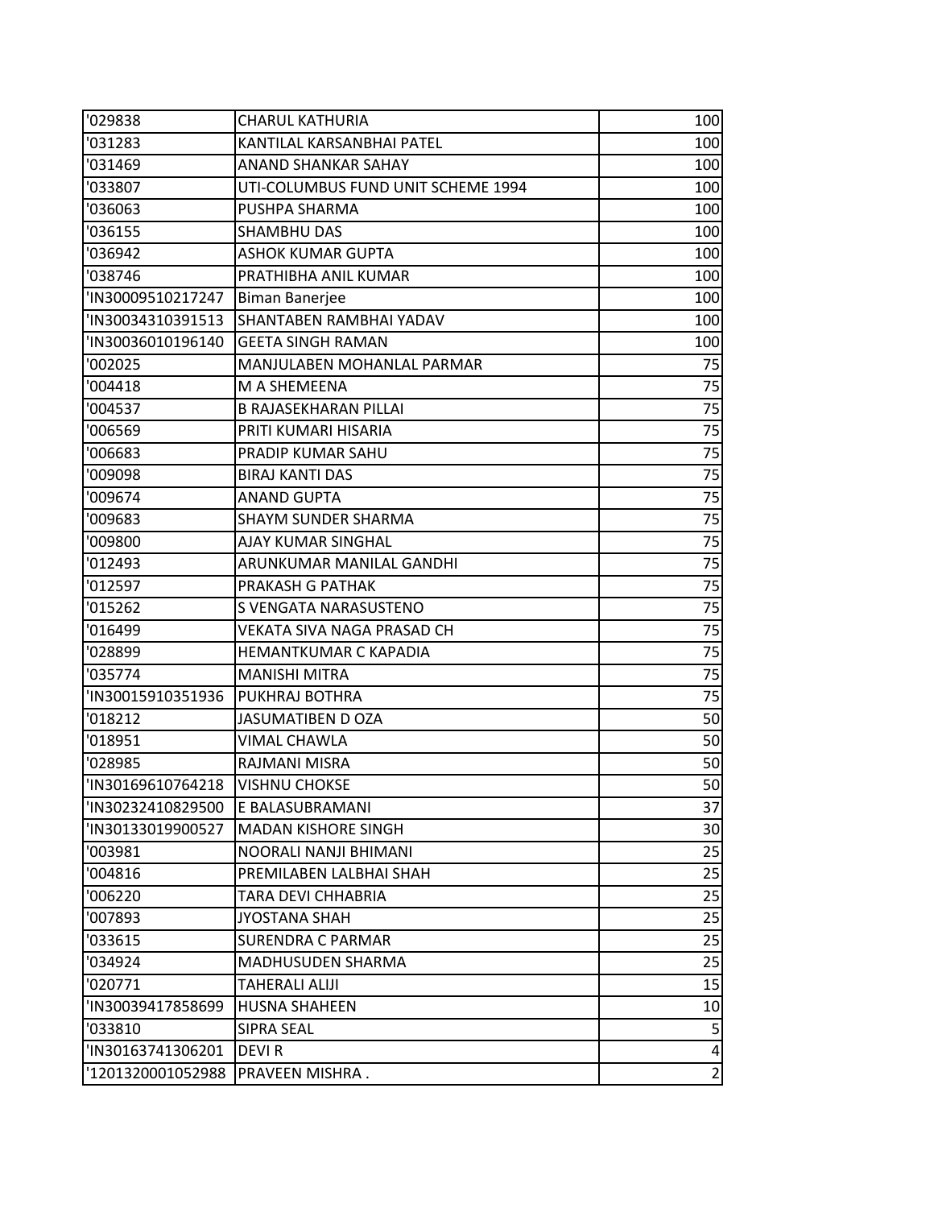| | | |
|---|---|---|
| '029838 | CHARUL KATHURIA | 100 |
| '031283 | KANTILAL KARSANBHAI PATEL | 100 |
| '031469 | ANAND SHANKAR SAHAY | 100 |
| '033807 | UTI-COLUMBUS FUND UNIT SCHEME 1994 | 100 |
| '036063 | PUSHPA SHARMA | 100 |
| '036155 | SHAMBHU DAS | 100 |
| '036942 | ASHOK KUMAR GUPTA | 100 |
| '038746 | PRATHIBHA ANIL KUMAR | 100 |
| 'IN30009510217247 | Biman Banerjee | 100 |
| 'IN30034310391513 | SHANTABEN RAMBHAI YADAV | 100 |
| 'IN30036010196140 | GEETA SINGH RAMAN | 100 |
| '002025 | MANJULABEN MOHANLAL PARMAR | 75 |
| '004418 | M A SHEMEENA | 75 |
| '004537 | B RAJASEKHARAN PILLAI | 75 |
| '006569 | PRITI KUMARI HISARIA | 75 |
| '006683 | PRADIP KUMAR SAHU | 75 |
| '009098 | BIRAJ KANTI DAS | 75 |
| '009674 | ANAND GUPTA | 75 |
| '009683 | SHAYM SUNDER SHARMA | 75 |
| '009800 | AJAY KUMAR SINGHAL | 75 |
| '012493 | ARUNKUMAR MANILAL GANDHI | 75 |
| '012597 | PRAKASH G PATHAK | 75 |
| '015262 | S VENGATA NARASUSTENO | 75 |
| '016499 | VEKATA SIVA NAGA PRASAD CH | 75 |
| '028899 | HEMANTKUMAR C KAPADIA | 75 |
| '035774 | MANISHI MITRA | 75 |
| 'IN30015910351936 | PUKHRAJ BOTHRA | 75 |
| '018212 | JASUMATIBEN D OZA | 50 |
| '018951 | VIMAL CHAWLA | 50 |
| '028985 | RAJMANI MISRA | 50 |
| 'IN30169610764218 | VISHNU CHOKSE | 50 |
| 'IN30232410829500 | E BALASUBRAMANI | 37 |
| 'IN30133019900527 | MADAN KISHORE SINGH | 30 |
| '003981 | NOORALI NANJI BHIMANI | 25 |
| '004816 | PREMILABEN LALBHAI SHAH | 25 |
| '006220 | TARA DEVI CHHABRIA | 25 |
| '007893 | JYOSTANA SHAH | 25 |
| '033615 | SURENDRA C PARMAR | 25 |
| '034924 | MADHUSUDEN SHARMA | 25 |
| '020771 | TAHERALI ALIJI | 15 |
| 'IN30039417858699 | HUSNA SHAHEEN | 10 |
| '033810 | SIPRA SEAL | 5 |
| 'IN30163741306201 | DEVI R | 4 |
| '1201320001052988 | PRAVEEN MISHRA . | 2 |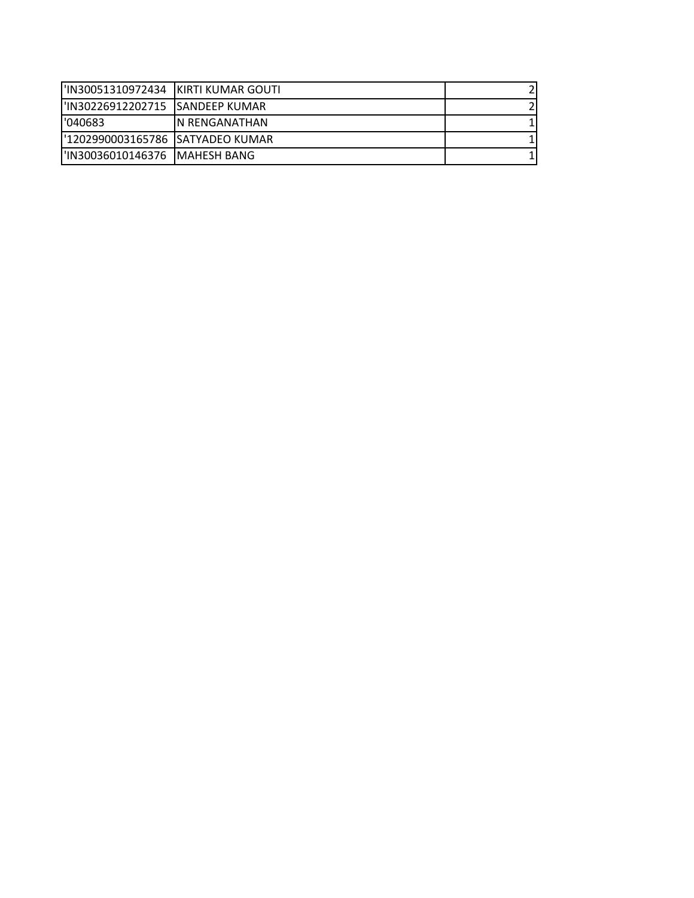| | | |
|---|---|---|
| 'IN30051310972434 | KIRTI KUMAR GOUTI | 2 |
| 'IN30226912202715 | SANDEEP KUMAR | 2 |
| '040683 | N RENGANATHAN | 1 |
| '1202990003165786 | SATYADEO KUMAR | 1 |
| 'IN30036010146376 | MAHESH BANG | 1 |